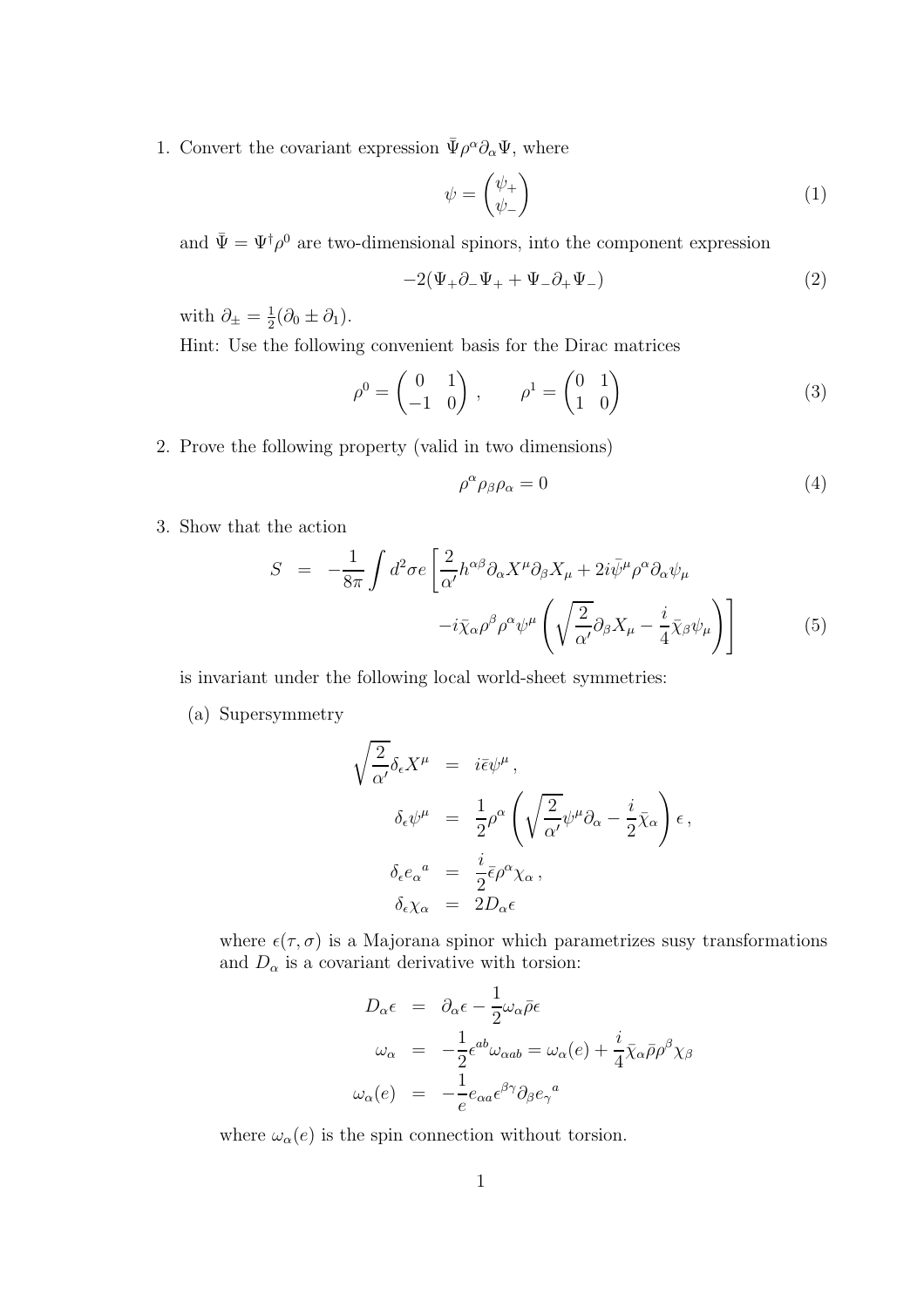1. Convert the covariant expression $\bar{\Psi}\rho^\alpha\partial_\alpha\Psi$, where

$$\psi = \begin{pmatrix} \psi_+ \\ \psi_- \end{pmatrix} \tag{1}$$

and $\bar{\Psi} = \Psi^\dagger\rho^0$ are two-dimensional spinors, into the component expression

$$-2(\Psi_+\partial_-\Psi_+ + \Psi_-\partial_+\Psi_-) \tag{2}$$

with $\partial_\pm = \frac{1}{2}(\partial_0 \pm \partial_1)$.

Hint: Use the following convenient basis for the Dirac matrices

$$\rho^0 = \begin{pmatrix} 0 & 1 \\ -1 & 0 \end{pmatrix}, \qquad \rho^1 = \begin{pmatrix} 0 & 1 \\ 1 & 0 \end{pmatrix} \tag{3}$$

2. Prove the following property (valid in two dimensions)

$$\rho^\alpha\rho_\beta\rho_\alpha = 0 \tag{4}$$

3. Show that the action

$$\begin{aligned} S &= -\frac{1}{8\pi}\int d^2\sigma e\left[\frac{2}{\alpha'}h^{\alpha\beta}\partial_\alpha X^\mu\partial_\beta X_\mu + 2i\bar{\psi}^\mu\rho^\alpha\partial_\alpha\psi_\mu \right. \\ &\qquad \left. -i\bar{\chi}_\alpha\rho^\beta\rho^\alpha\psi^\mu\left(\sqrt{\frac{2}{\alpha'}}\partial_\beta X_\mu - \frac{i}{4}\bar{\chi}_\beta\psi_\mu\right)\right] \end{aligned} \tag{5}$$

is invariant under the following local world-sheet symmetries:

(a) Supersymmetry

$$\begin{aligned} \sqrt{\frac{2}{\alpha'}}\delta_\epsilon X^\mu &= i\bar{\epsilon}\psi^\mu, \\ \delta_\epsilon\psi^\mu &= \frac{1}{2}\rho^\alpha\left(\sqrt{\frac{2}{\alpha'}}\psi^\mu\partial_\alpha - \frac{i}{2}\bar{\chi}_\alpha\right)\epsilon, \\ \delta_\epsilon e_\alpha{}^a &= \frac{i}{2}\bar{\epsilon}\rho^\alpha\chi_\alpha, \\ \delta_\epsilon\chi_\alpha &= 2D_\alpha\epsilon \end{aligned}$$

where $\epsilon(\tau,\sigma)$ is a Majorana spinor which parametrizes susy transformations and $D_\alpha$ is a covariant derivative with torsion:

$$\begin{aligned} D_\alpha\epsilon &= \partial_\alpha\epsilon - \frac{1}{2}\omega_\alpha\bar{\rho}\epsilon \\ \omega_\alpha &= -\frac{1}{2}\epsilon^{ab}\omega_{\alpha ab} = \omega_\alpha(e) + \frac{i}{4}\bar{\chi}_\alpha\bar{\rho}\rho^\beta\chi_\beta \\ \omega_\alpha(e) &= -\frac{1}{e}e_{\alpha a}\epsilon^{\beta\gamma}\partial_\beta e_\gamma{}^a \end{aligned}$$

where $\omega_\alpha(e)$ is the spin connection without torsion.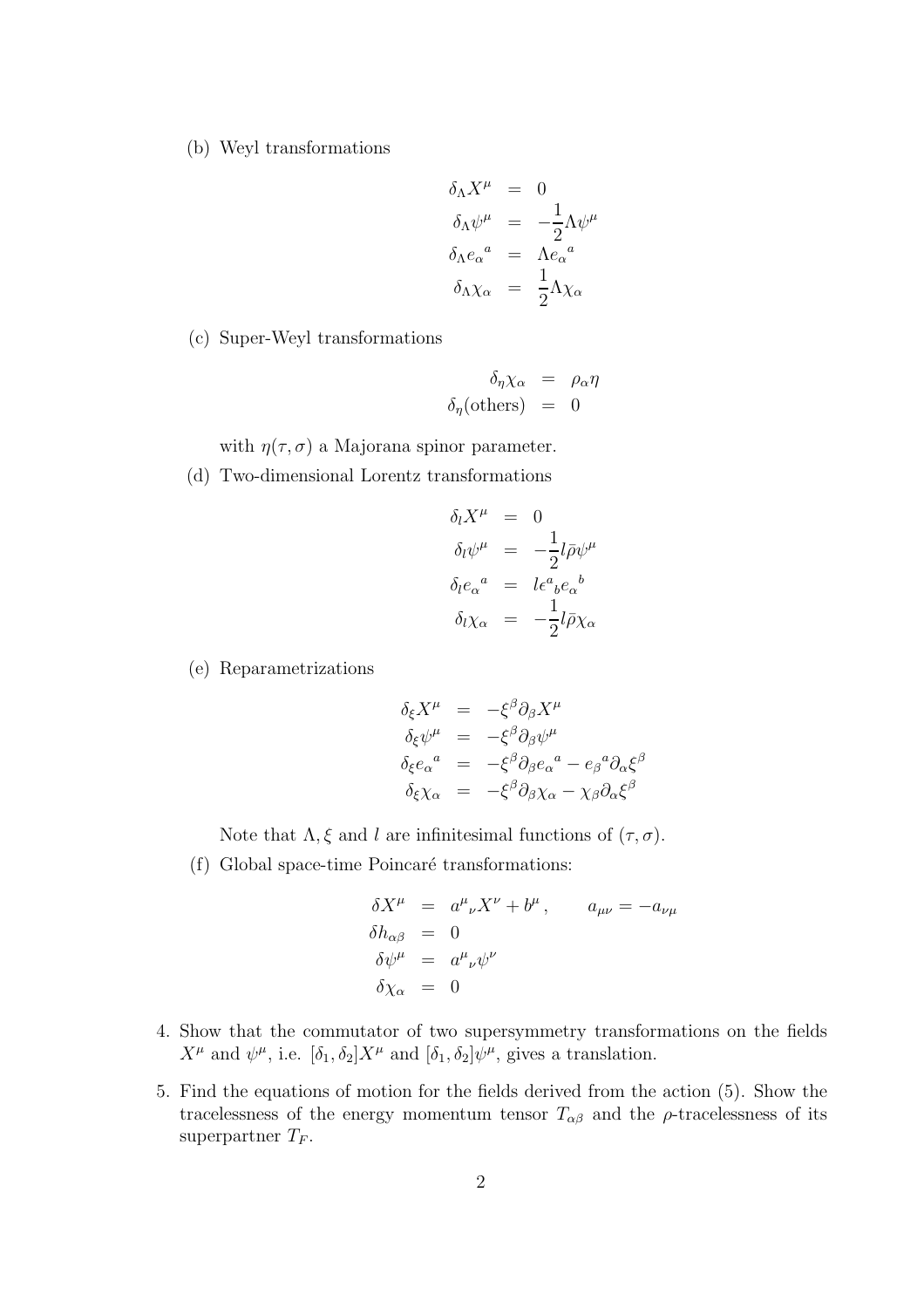(b) Weyl transformations

$$
\begin{aligned}
\delta_\Lambda X^\mu &= 0 \\
\delta_\Lambda \psi^\mu &= -\frac{1}{2}\Lambda\psi^\mu \\
\delta_\Lambda e_\alpha{}^a &= \Lambda e_\alpha{}^a \\
\delta_\Lambda \chi_\alpha &= \frac{1}{2}\Lambda\chi_\alpha
\end{aligned}
$$

(c) Super-Weyl transformations

$$
\begin{aligned}
\delta_\eta \chi_\alpha &= \rho_\alpha \eta \\
\delta_\eta(\text{others}) &= 0
\end{aligned}
$$

with $\eta(\tau,\sigma)$ a Majorana spinor parameter.

(d) Two-dimensional Lorentz transformations

$$
\begin{aligned}
\delta_l X^\mu &= 0 \\
\delta_l \psi^\mu &= -\frac{1}{2} l\bar{\rho}\psi^\mu \\
\delta_l e_\alpha{}^a &= l\epsilon^a{}_b e_\alpha{}^b \\
\delta_l \chi_\alpha &= -\frac{1}{2} l\bar{\rho}\chi_\alpha
\end{aligned}
$$

(e) Reparametrizations

$$
\begin{aligned}
\delta_\xi X^\mu &= -\xi^\beta\partial_\beta X^\mu \\
\delta_\xi \psi^\mu &= -\xi^\beta\partial_\beta \psi^\mu \\
\delta_\xi e_\alpha{}^a &= -\xi^\beta\partial_\beta e_\alpha{}^a - e_\beta{}^a\partial_\alpha\xi^\beta \\
\delta_\xi \chi_\alpha &= -\xi^\beta\partial_\beta\chi_\alpha - \chi_\beta\partial_\alpha\xi^\beta
\end{aligned}
$$

Note that $\Lambda, \xi$ and $l$ are infinitesimal functions of $(\tau,\sigma)$.

(f) Global space-time Poincaré transformations:

$$
\begin{aligned}
\delta X^\mu &= a^\mu{}_\nu X^\nu + b^\mu\,, \qquad a_{\mu\nu} = -a_{\nu\mu} \\
\delta h_{\alpha\beta} &= 0 \\
\delta\psi^\mu &= a^\mu{}_\nu\psi^\nu \\
\delta\chi_\alpha &= 0
\end{aligned}
$$

4. Show that the commutator of two supersymmetry transformations on the fields $X^\mu$ and $\psi^\mu$, i.e. $[\delta_1,\delta_2]X^\mu$ and $[\delta_1,\delta_2]\psi^\mu$, gives a translation.

5. Find the equations of motion for the fields derived from the action (5). Show the tracelessness of the energy momentum tensor $T_{\alpha\beta}$ and the $\rho$-tracelessness of its superpartner $T_F$.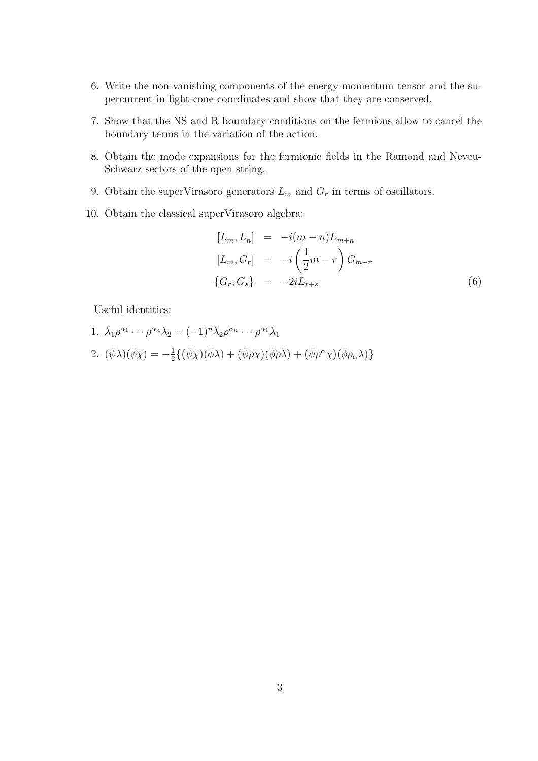6. Write the non-vanishing components of the energy-momentum tensor and the supercurrent in light-cone coordinates and show that they are conserved.

7. Show that the NS and R boundary conditions on the fermions allow to cancel the boundary terms in the variation of the action.

8. Obtain the mode expansions for the fermionic fields in the Ramond and Neveu-Schwarz sectors of the open string.

9. Obtain the superVirasoro generators $L_m$ and $G_r$ in terms of oscillators.

10. Obtain the classical superVirasoro algebra:

$$
\begin{aligned}
[L_m, L_n] &= -i(m-n)L_{m+n} \\
[L_m, G_r] &= -i\left(\frac{1}{2}m - r\right)G_{m+r} \\
\{G_r, G_s\} &= -2iL_{r+s}
\end{aligned}
\tag{6}
$$

Useful identities:

1. $\bar{\lambda}_1 \rho^{\alpha_1} \cdots \rho^{\alpha_n} \lambda_2 = (-1)^n \bar{\lambda}_2 \rho^{\alpha_n} \cdots \rho^{\alpha_1} \lambda_1$

2. $(\bar{\psi}\lambda)(\bar{\phi}\chi) = -\frac{1}{2}\{(\bar{\psi}\chi)(\bar{\phi}\lambda) + (\bar{\psi}\bar{\rho}\chi)(\bar{\phi}\bar{\rho}\bar{\lambda}) + (\bar{\psi}\rho^{\alpha}\chi)(\bar{\phi}\rho_{\alpha}\lambda)\}$